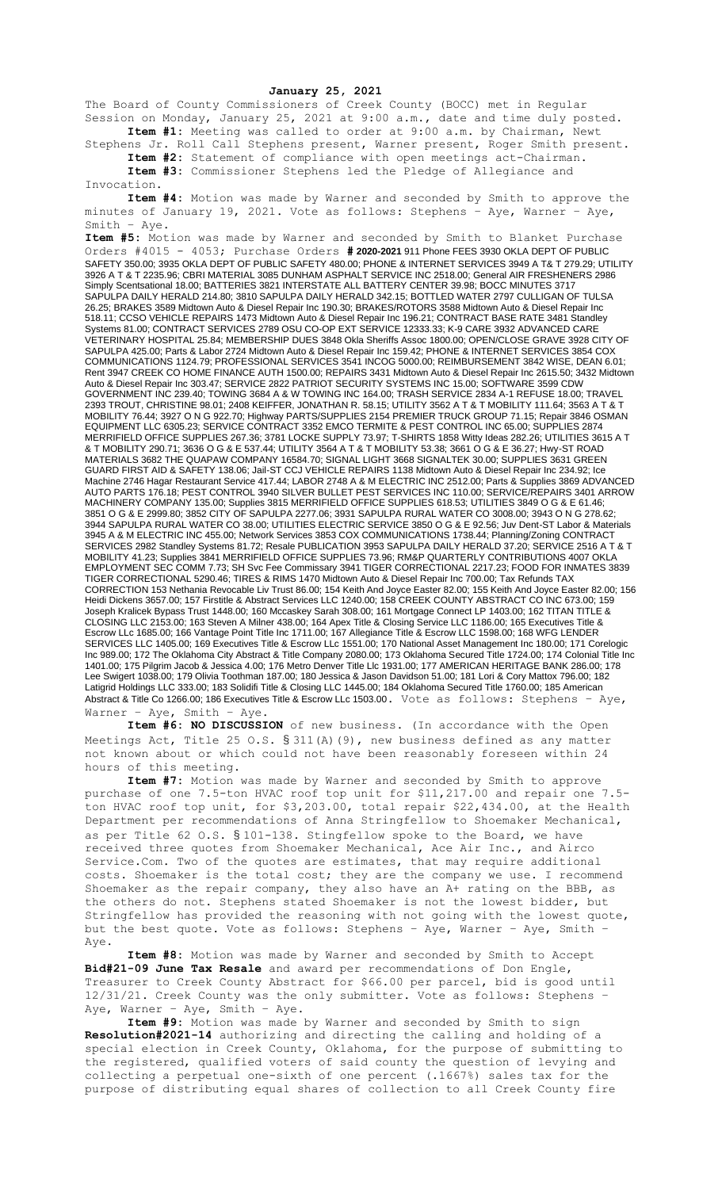**January 25, 2021**

The Board of County Commissioners of Creek County (BOCC) met in Regular Session on Monday, January 25, 2021 at 9:00 a.m., date and time duly posted.

**Item #1:** Meeting was called to order at 9:00 a.m. by Chairman, Newt Stephens Jr. Roll Call Stephens present, Warner present, Roger Smith present.

**Item #2:** Statement of compliance with open meetings act-Chairman.

**Item #3:** Commissioner Stephens led the Pledge of Allegiance and Invocation.

**Item #4:** Motion was made by Warner and seconded by Smith to approve the minutes of January 19, 2021. Vote as follows: Stephens – Aye, Warner – Aye, Smith – Aye.

**Item #5:** Motion was made by Warner and seconded by Smith to Blanket Purchase Orders #4015 - 4053; Purchase Orders **# 2020-2021** 911 Phone FEES 3930 OKLA DEPT OF PUBLIC SAFETY 350.00; 3935 OKLA DEPT OF PUBLIC SAFETY 480.00; PHONE & INTERNET SERVICES 3949 A T& T 279.29; UTILITY 3926 A T & T 2235.96; CBRI MATERIAL 3085 DUNHAM ASPHALT SERVICE INC 2518.00; General AIR FRESHENERS 2986 Simply Scentsational 18.00; BATTERIES 3821 INTERSTATE ALL BATTERY CENTER 39.98; BOCC MINUTES 3717 SAPULPA DAILY HERALD 214.80; 3810 SAPULPA DAILY HERALD 342.15; BOTTLED WATER 2797 CULLIGAN OF TULSA 26.25; BRAKES 3589 Midtown Auto & Diesel Repair Inc 190.30; BRAKES/ROTORS 3588 Midtown Auto & Diesel Repair Inc 518.11; CCSO VEHICLE REPAIRS 1473 Midtown Auto & Diesel Repair Inc 196.21; CONTRACT BASE RATE 3481 Standley Systems 81.00; CONTRACT SERVICES 2789 OSU CO-OP EXT SERVICE 12333.33; K-9 CARE 3932 ADVANCED CARE VETERINARY HOSPITAL 25.84; MEMBERSHIP DUES 3848 Okla Sheriffs Assoc 1800.00; OPEN/CLOSE GRAVE 3928 CITY OF SAPULPA 425.00; Parts & Labor 2724 Midtown Auto & Diesel Repair Inc 159.42; PHONE & INTERNET SERVICES 3854 COX COMMUNICATIONS 1124.79; PROFESSIONAL SERVICES 3541 INCOG 5000.00; REIMBURSEMENT 3842 WISE, DEAN 6.01; Rent 3947 CREEK CO HOME FINANCE AUTH 1500.00; REPAIRS 3431 Midtown Auto & Diesel Repair Inc 2615.50; 3432 Midtown Auto & Diesel Repair Inc 303.47; SERVICE 2822 PATRIOT SECURITY SYSTEMS INC 15.00; SOFTWARE 3599 CDW GOVERNMENT INC 239.40; TOWING 3684 A & W TOWING INC 164.00; TRASH SERVICE 2834 A-1 REFUSE 18.00; TRAVEL 2393 TROUT, CHRISTINE 98.01; 2408 KEIFFER, JONATHAN R. 58.15; UTILITY 3562 A T & T MOBILITY 111.64; 3563 A T & T MOBILITY 76.44; 3927 O N G 922.70; Highway PARTS/SUPPLIES 2154 PREMIER TRUCK GROUP 71.15; Repair 3846 OSMAN EQUIPMENT LLC 6305.23; SERVICE CONTRACT 3352 EMCO TERMITE & PEST CONTROL INC 65.00; SUPPLIES 2874 MERRIFIELD OFFICE SUPPLIES 267.36; 3781 LOCKE SUPPLY 73.97; T-SHIRTS 1858 Witty Ideas 282.26; UTILITIES 3615 A T & T MOBILITY 290.71; 3636 O G & E 537.44; UTILITY 3564 A T & T MOBILITY 53.38; 3661 O G & E 36.27; Hwy-ST ROAD MATERIALS 3682 THE QUAPAW COMPANY 16584.70; SIGNAL LIGHT 3668 SIGNALTEK 30.00; SUPPLIES 3631 GREEN GUARD FIRST AID & SAFETY 138.06; Jail-ST CCJ VEHICLE REPAIRS 1138 Midtown Auto & Diesel Repair Inc 234.92; Ice Machine 2746 Hagar Restaurant Service 417.44; LABOR 2748 A & M ELECTRIC INC 2512.00; Parts & Supplies 3869 ADVANCED AUTO PARTS 176.18; PEST CONTROL 3940 SILVER BULLET PEST SERVICES INC 110.00; SERVICE/REPAIRS 3401 ARROW MACHINERY COMPANY 135.00; Supplies 3815 MERRIFIELD OFFICE SUPPLIES 618.53; UTILITIES 3849 O G & E 61.46; 3851 O G & E 2999.80; 3852 CITY OF SAPULPA 2277.06; 3931 SAPULPA RURAL WATER CO 3008.00; 3943 O N G 278.62; 3944 SAPULPA RURAL WATER CO 38.00; UTILITIES ELECTRIC SERVICE 3850 O G & E 92.56; Juv Dent-ST Labor & Materials 3945 A & M ELECTRIC INC 455.00; Network Services 3853 COX COMMUNICATIONS 1738.44; Planning/Zoning CONTRACT SERVICES 2982 Standley Systems 81.72; Resale PUBLICATION 3953 SAPULPA DAILY HERALD 37.20; SERVICE 2516 A T & T MOBILITY 41.23; Supplies 3841 MERRIFIELD OFFICE SUPPLIES 73.96; RM&P QUARTERLY CONTRIBUTIONS 4007 OKLA EMPLOYMENT SEC COMM 7.73; SH Svc Fee Commissary 3941 TIGER CORRECTIONAL 2217.23; FOOD FOR INMATES 3839 TIGER CORRECTIONAL 5290.46; TIRES & RIMS 1470 Midtown Auto & Diesel Repair Inc 700.00; Tax Refunds TAX CORRECTION 153 Nethania Revocable Liv Trust 86.00; 154 Keith And Joyce Easter 82.00; 155 Keith And Joyce Easter 82.00; 156 Heidi Dickens 3657.00; 157 Firstitle & Abstract Services LLC 1240.00; 158 CREEK COUNTY ABSTRACT CO INC 673.00; 159 Joseph Kralicek Bypass Trust 1448.00; 160 Mccaskey Sarah 308.00; 161 Mortgage Connect LP 1403.00; 162 TITAN TITLE & CLOSING LLC 2153.00; 163 Steven A Milner 438.00; 164 Apex Title & Closing Service LLC 1186.00; 165 Executives Title & Escrow LLc 1685.00; 166 Vantage Point Title Inc 1711.00; 167 Allegiance Title & Escrow LLC 1598.00; 168 WFG LENDER SERVICES LLC 1405.00; 169 Executives Title & Escrow LLc 1551.00; 170 National Asset Management Inc 180.00; 171 Corelogic Inc 989.00; 172 The Oklahoma City Abstract & Title Company 2080.00; 173 Oklahoma Secured Title 1724.00; 174 Colonial Title Inc 1401.00; 175 Pilgrim Jacob & Jessica 4.00; 176 Metro Denver Title Llc 1931.00; 177 AMERICAN HERITAGE BANK 286.00; 178 Lee Swigert 1038.00; 179 Olivia Toothman 187.00; 180 Jessica & Jason Davidson 51.00; 181 Lori & Cory Mattox 796.00; 182 Latigrid Holdings LLC 333.00; 183 Solidifi Title & Closing LLC 1445.00; 184 Oklahoma Secured Title 1760.00; 185 American Abstract & Title Co 1266.00; 186 Executives Title & Escrow LLc 1503.00. Vote as follows: Stephens – Aye, Warner – Aye, Smith – Aye.

**Item #6: NO DISCUSSION** of new business. (In accordance with the Open Meetings Act, Title 25 O.S. § 311(A)(9), new business defined as any matter not known about or which could not have been reasonably foreseen within 24 hours of this meeting.

**Item #7:** Motion was made by Warner and seconded by Smith to approve purchase of one 7.5-ton HVAC roof top unit for $11,217.00 and repair one 7.5-ton HVAC roof top unit, for $3,203.00, total repair $22,434.00, at the Health Department per recommendations of Anna Stringfellow to Shoemaker Mechanical, as per Title 62 O.S. § 101-138. Stingfellow spoke to the Board, we have received three quotes from Shoemaker Mechanical, Ace Air Inc., and Airco Service.Com. Two of the quotes are estimates, that may require additional costs. Shoemaker is the total cost; they are the company we use. I recommend Shoemaker as the repair company, they also have an A+ rating on the BBB, as the others do not. Stephens stated Shoemaker is not the lowest bidder, but Stringfellow has provided the reasoning with not going with the lowest quote, but the best quote. Vote as follows: Stephens – Aye, Warner – Aye, Smith – Aye.

**Item #8:** Motion was made by Warner and seconded by Smith to Accept **Bid#21-09 June Tax Resale** and award per recommendations of Don Engle, Treasurer to Creek County Abstract for $66.00 per parcel, bid is good until 12/31/21. Creek County was the only submitter. Vote as follows: Stephens – Aye, Warner – Aye, Smith – Aye.

**Item #9:** Motion was made by Warner and seconded by Smith to sign **Resolution#2021-14** authorizing and directing the calling and holding of a special election in Creek County, Oklahoma, for the purpose of submitting to the registered, qualified voters of said county the question of levying and collecting a perpetual one-sixth of one percent (.1667%) sales tax for the purpose of distributing equal shares of collection to all Creek County fire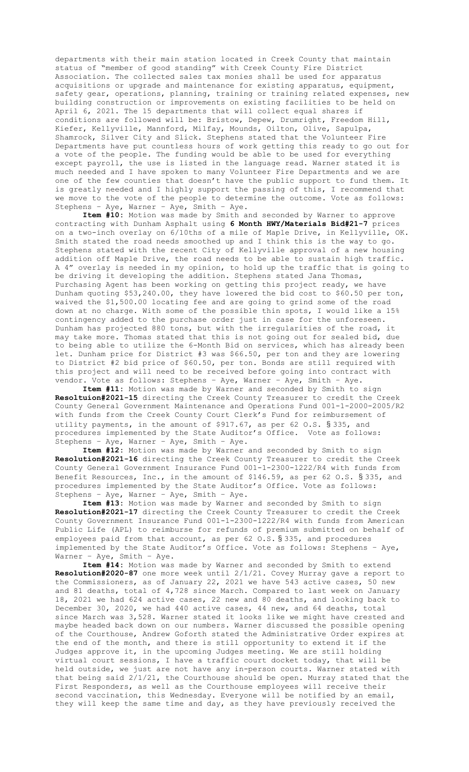departments with their main station located in Creek County that maintain status of "member of good standing" with Creek County Fire District Association. The collected sales tax monies shall be used for apparatus acquisitions or upgrade and maintenance for existing apparatus, equipment, safety gear, operations, planning, training or training related expenses, new building construction or improvements on existing facilities to be held on April 6, 2021. The 15 departments that will collect equal shares if conditions are followed will be: Bristow, Depew, Drumright, Freedom Hill, Kiefer, Kellyville, Mannford, Milfay, Mounds, Oilton, Olive, Sapulpa, Shamrock, Silver City and Slick. Stephens stated that the Volunteer Fire Departments have put countless hours of work getting this ready to go out for a vote of the people. The funding would be able to be used for everything except payroll, the use is listed in the language read. Warner stated it is much needed and I have spoken to many Volunteer Fire Departments and we are one of the few counties that doesn't have the public support to fund them. It is greatly needed and I highly support the passing of this, I recommend that we move to the vote of the people to determine the outcome. Vote as follows: Stephens – Aye, Warner – Aye, Smith – Aye.

**Item #10:** Motion was made by Smith and seconded by Warner to approve contracting with Dunham Asphalt using **6 Month HWY/Materials Bid#21-7** prices on a two-inch overlay on 6/10ths of a mile of Maple Drive, in Kellyville, OK. Smith stated the road needs smoothed up and I think this is the way to go. Stephens stated with the recent City of Kellyville approval of a new housing addition off Maple Drive, the road needs to be able to sustain high traffic. A 4" overlay is needed in my opinion, to hold up the traffic that is going to be driving it developing the addition. Stephens stated Jana Thomas, Purchasing Agent has been working on getting this project ready, we have Dunham quoting $53,240.00, they have lowered the bid cost to $60.50 per ton, waived the $1,500.00 locating fee and are going to grind some of the road down at no charge. With some of the possible thin spots, I would like a 15% contingency added to the purchase order just in case for the unforeseen. Dunham has projected 880 tons, but with the irregularities of the road, it may take more. Thomas stated that this is not going out for sealed bid, due to being able to utilize the 6-Month Bid on services, which has already been let. Dunham price for District #3 was $66.50, per ton and they are lowering to District #2 bid price of $60.50, per ton. Bonds are still required with this project and will need to be received before going into contract with vendor. Vote as follows: Stephens – Aye, Warner – Aye, Smith – Aye.

**Item #11:** Motion was made by Warner and seconded by Smith to sign **Resoltuion#2021-15** directing the Creek County Treasurer to credit the Creek County General Government Maintenance and Operations Fund 001-1-2000-2005/R2 with funds from the Creek County Court Clerk's Fund for reimbursement of utility payments, in the amount of $917.67, as per 62 O.S. § 335, and procedures implemented by the State Auditor's Office. Vote as follows: Stephens – Aye, Warner – Aye, Smith – Aye.

**Item #12:** Motion was made by Warner and seconded by Smith to sign **Resolution#2021-16** directing the Creek County Treasurer to credit the Creek County General Government Insurance Fund 001-1-2300-1222/R4 with funds from Benefit Resources, Inc., in the amount of $146.59, as per 62 O.S. § 335, and procedures implemented by the State Auditor's Office. Vote as follows: Stephens – Aye, Warner – Aye, Smith – Aye.

**Item #13:** Motion was made by Warner and seconded by Smith to sign **Resolution#2021-17** directing the Creek County Treasurer to credit the Creek County Government Insurance Fund 001-1-2300-1222/R4 with funds from American Public Life (APL) to reimburse for refunds of premium submitted on behalf of employees paid from that account, as per 62 O.S. § 335, and procedures implemented by the State Auditor's Office. Vote as follows: Stephens – Aye, Warner – Aye, Smith – Aye.

**Item #14:** Motion was made by Warner and seconded by Smith to extend **Resolution#2020-87** one more week until 2/1/21. Covey Murray gave a report to the Commissioners, as of January 22, 2021 we have 543 active cases, 50 new and 81 deaths, total of 4,728 since March. Compared to last week on January 18, 2021 we had 624 active cases, 22 new and 80 deaths, and looking back to December 30, 2020, we had 440 active cases, 44 new, and 64 deaths, total since March was 3,528. Warner stated it looks like we might have crested and maybe headed back down on our numbers. Warner discussed the possible opening of the Courthouse, Andrew Goforth stated the Administrative Order expires at the end of the month, and there is still opportunity to extend it if the Judges approve it, in the upcoming Judges meeting. We are still holding virtual court sessions, I have a traffic court docket today, that will be held outside, we just are not have any in-person courts. Warner stated with that being said 2/1/21, the Courthouse should be open. Murray stated that the First Responders, as well as the Courthouse employees will receive their second vaccination, this Wednesday. Everyone will be notified by an email, they will keep the same time and day, as they have previously received the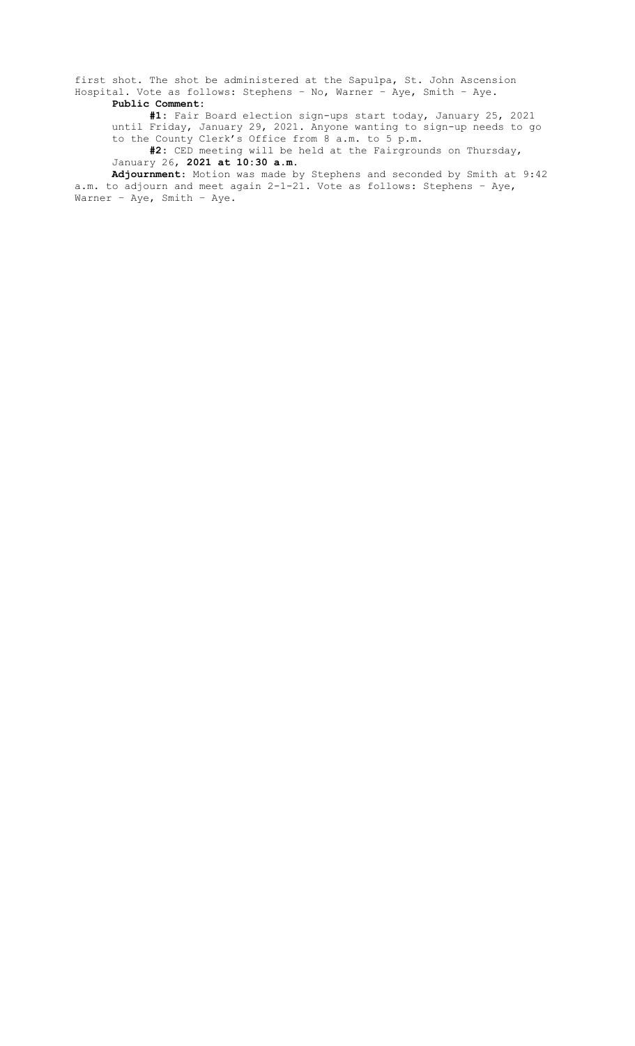first shot. The shot be administered at the Sapulpa, St. John Ascension Hospital. Vote as follows: Stephens – No, Warner – Aye, Smith – Aye.

**Public Comment:**

**#1:** Fair Board election sign-ups start today, January 25, 2021 until Friday, January 29, 2021. Anyone wanting to sign-up needs to go to the County Clerk's Office from 8 a.m. to 5 p.m.

**#2:** CED meeting will be held at the Fairgrounds on Thursday, January 26, **2021 at 10:30 a.m.**

**Adjournment:** Motion was made by Stephens and seconded by Smith at 9:42 a.m. to adjourn and meet again 2-1-21. Vote as follows: Stephens – Aye, Warner – Aye, Smith – Aye.